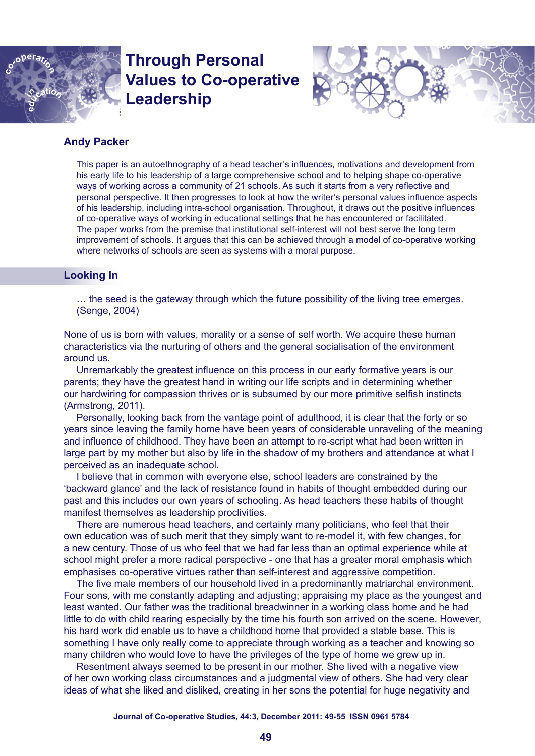# Through Personal Values to Co-operative Leadership

**Andy Packer**

This paper is an autoethnography of a head teacher's influences, motivations and development from his early life to his leadership of a large comprehensive school and to helping shape co-operative ways of working across a community of 21 schools. As such it starts from a very reflective and personal perspective. It then progresses to look at how the writer's personal values influence aspects of his leadership, including intra-school organisation. Throughout, it draws out the positive influences of co-operative ways of working in educational settings that he has encountered or facilitated. The paper works from the premise that institutional self-interest will not best serve the long term improvement of schools. It argues that this can be achieved through a model of co-operative working where networks of schools are seen as systems with a moral purpose.

## Looking In

… the seed is the gateway through which the future possibility of the living tree emerges. (Senge, 2004)

None of us is born with values, morality or a sense of self worth. We acquire these human characteristics via the nurturing of others and the general socialisation of the environment around us.

Unremarkably the greatest influence on this process in our early formative years is our parents; they have the greatest hand in writing our life scripts and in determining whether our hardwiring for compassion thrives or is subsumed by our more primitive selfish instincts (Armstrong, 2011).

Personally, looking back from the vantage point of adulthood, it is clear that the forty or so years since leaving the family home have been years of considerable unraveling of the meaning and influence of childhood. They have been an attempt to re-script what had been written in large part by my mother but also by life in the shadow of my brothers and attendance at what I perceived as an inadequate school.

I believe that in common with everyone else, school leaders are constrained by the 'backward glance' and the lack of resistance found in habits of thought embedded during our past and this includes our own years of schooling. As head teachers these habits of thought manifest themselves as leadership proclivities.

There are numerous head teachers, and certainly many politicians, who feel that their own education was of such merit that they simply want to re-model it, with few changes, for a new century. Those of us who feel that we had far less than an optimal experience while at school might prefer a more radical perspective - one that has a greater moral emphasis which emphasises co-operative virtues rather than self-interest and aggressive competition.

The five male members of our household lived in a predominantly matriarchal environment. Four sons, with me constantly adapting and adjusting; appraising my place as the youngest and least wanted. Our father was the traditional breadwinner in a working class home and he had little to do with child rearing especially by the time his fourth son arrived on the scene. However, his hard work did enable us to have a childhood home that provided a stable base. This is something I have only really come to appreciate through working as a teacher and knowing so many children who would love to have the privileges of the type of home we grew up in.

Resentment always seemed to be present in our mother. She lived with a negative view of her own working class circumstances and a judgmental view of others. She had very clear ideas of what she liked and disliked, creating in her sons the potential for huge negativity and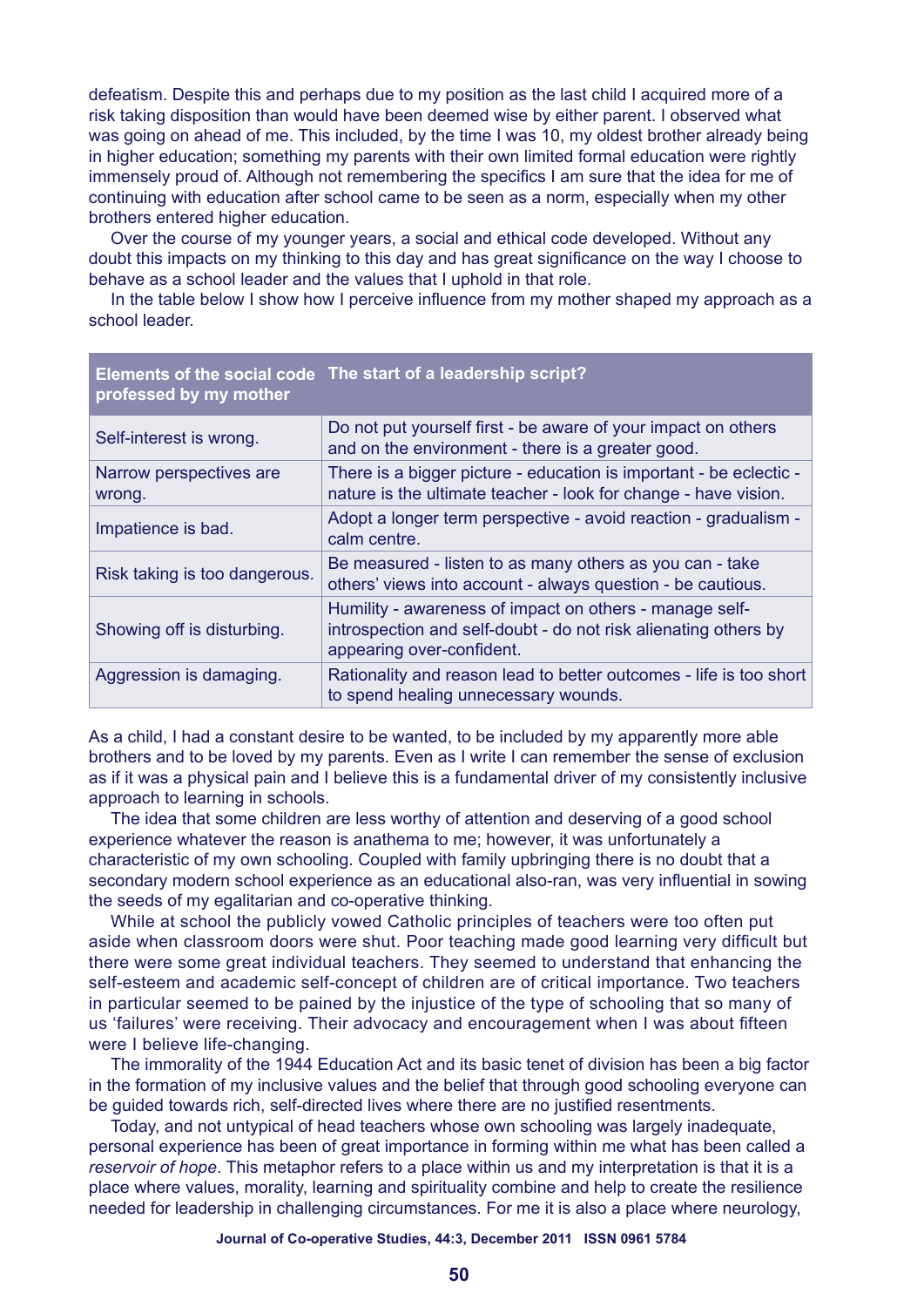defeatism. Despite this and perhaps due to my position as the last child I acquired more of a risk taking disposition than would have been deemed wise by either parent. I observed what was going on ahead of me. This included, by the time I was 10, my oldest brother already being in higher education; something my parents with their own limited formal education were rightly immensely proud of. Although not remembering the specifics I am sure that the idea for me of continuing with education after school came to be seen as a norm, especially when my other brothers entered higher education.

Over the course of my younger years, a social and ethical code developed. Without any doubt this impacts on my thinking to this day and has great significance on the way I choose to behave as a school leader and the values that I uphold in that role.

In the table below I show how I perceive influence from my mother shaped my approach as a school leader.

| Elements of the social code professed by my mother | The start of a leadership script? |
|---|---|
| Self-interest is wrong. | Do not put yourself first - be aware of your impact on others and on the environment - there is a greater good. |
| Narrow perspectives are wrong. | There is a bigger picture - education is important - be eclectic - nature is the ultimate teacher - look for change - have vision. |
| Impatience is bad. | Adopt a longer term perspective - avoid reaction - gradualism - calm centre. |
| Risk taking is too dangerous. | Be measured - listen to as many others as you can - take others' views into account - always question - be cautious. |
| Showing off is disturbing. | Humility - awareness of impact on others - manage self-introspection and self-doubt - do not risk alienating others by appearing over-confident. |
| Aggression is damaging. | Rationality and reason lead to better outcomes - life is too short to spend healing unnecessary wounds. |

As a child, I had a constant desire to be wanted, to be included by my apparently more able brothers and to be loved by my parents. Even as I write I can remember the sense of exclusion as if it was a physical pain and I believe this is a fundamental driver of my consistently inclusive approach to learning in schools.

The idea that some children are less worthy of attention and deserving of a good school experience whatever the reason is anathema to me; however, it was unfortunately a characteristic of my own schooling. Coupled with family upbringing there is no doubt that a secondary modern school experience as an educational also-ran, was very influential in sowing the seeds of my egalitarian and co-operative thinking.

While at school the publicly vowed Catholic principles of teachers were too often put aside when classroom doors were shut. Poor teaching made good learning very difficult but there were some great individual teachers. They seemed to understand that enhancing the self-esteem and academic self-concept of children are of critical importance. Two teachers in particular seemed to be pained by the injustice of the type of schooling that so many of us 'failures' were receiving. Their advocacy and encouragement when I was about fifteen were I believe life-changing.

The immorality of the 1944 Education Act and its basic tenet of division has been a big factor in the formation of my inclusive values and the belief that through good schooling everyone can be guided towards rich, self-directed lives where there are no justified resentments.

Today, and not untypical of head teachers whose own schooling was largely inadequate, personal experience has been of great importance in forming within me what has been called a *reservoir of hope*. This metaphor refers to a place within us and my interpretation is that it is a place where values, morality, learning and spirituality combine and help to create the resilience needed for leadership in challenging circumstances. For me it is also a place where neurology,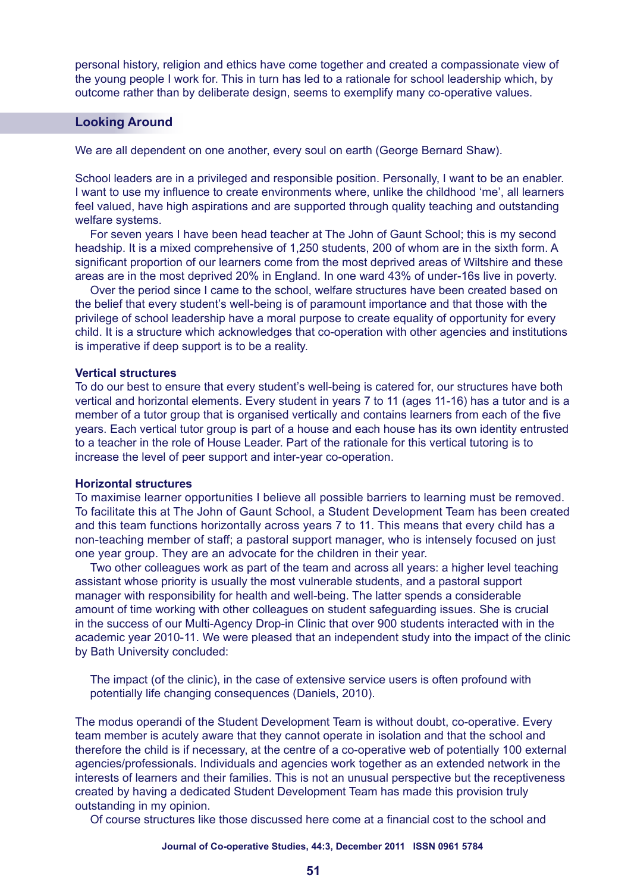personal history, religion and ethics have come together and created a compassionate view of the young people I work for. This in turn has led to a rationale for school leadership which, by outcome rather than by deliberate design, seems to exemplify many co-operative values.

## Looking Around

We are all dependent on one another, every soul on earth (George Bernard Shaw).

School leaders are in a privileged and responsible position. Personally, I want to be an enabler. I want to use my influence to create environments where, unlike the childhood 'me', all learners feel valued, have high aspirations and are supported through quality teaching and outstanding welfare systems.

For seven years I have been head teacher at The John of Gaunt School; this is my second headship. It is a mixed comprehensive of 1,250 students, 200 of whom are in the sixth form. A significant proportion of our learners come from the most deprived areas of Wiltshire and these areas are in the most deprived 20% in England. In one ward 43% of under-16s live in poverty.

Over the period since I came to the school, welfare structures have been created based on the belief that every student's well-being is of paramount importance and that those with the privilege of school leadership have a moral purpose to create equality of opportunity for every child. It is a structure which acknowledges that co-operation with other agencies and institutions is imperative if deep support is to be a reality.

### Vertical structures

To do our best to ensure that every student's well-being is catered for, our structures have both vertical and horizontal elements. Every student in years 7 to 11 (ages 11-16) has a tutor and is a member of a tutor group that is organised vertically and contains learners from each of the five years. Each vertical tutor group is part of a house and each house has its own identity entrusted to a teacher in the role of House Leader. Part of the rationale for this vertical tutoring is to increase the level of peer support and inter-year co-operation.

### Horizontal structures

To maximise learner opportunities I believe all possible barriers to learning must be removed. To facilitate this at The John of Gaunt School, a Student Development Team has been created and this team functions horizontally across years 7 to 11. This means that every child has a non-teaching member of staff; a pastoral support manager, who is intensely focused on just one year group. They are an advocate for the children in their year.

Two other colleagues work as part of the team and across all years: a higher level teaching assistant whose priority is usually the most vulnerable students, and a pastoral support manager with responsibility for health and well-being. The latter spends a considerable amount of time working with other colleagues on student safeguarding issues. She is crucial in the success of our Multi-Agency Drop-in Clinic that over 900 students interacted with in the academic year 2010-11. We were pleased that an independent study into the impact of the clinic by Bath University concluded:

> The impact (of the clinic), in the case of extensive service users is often profound with potentially life changing consequences (Daniels, 2010).

The modus operandi of the Student Development Team is without doubt, co-operative. Every team member is acutely aware that they cannot operate in isolation and that the school and therefore the child is if necessary, at the centre of a co-operative web of potentially 100 external agencies/professionals. Individuals and agencies work together as an extended network in the interests of learners and their families. This is not an unusual perspective but the receptiveness created by having a dedicated Student Development Team has made this provision truly outstanding in my opinion.

Of course structures like those discussed here come at a financial cost to the school and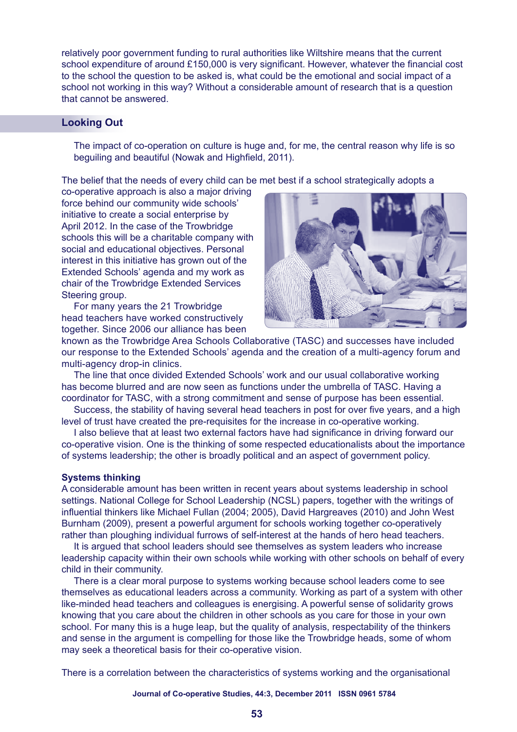relatively poor government funding to rural authorities like Wiltshire means that the current school expenditure of around £150,000 is very significant. However, whatever the financial cost to the school the question to be asked is, what could be the emotional and social impact of a school not working in this way? Without a considerable amount of research that is a question that cannot be answered.

## Looking Out

> The impact of co-operation on culture is huge and, for me, the central reason why life is so beguiling and beautiful (Nowak and Highfield, 2011).

The belief that the needs of every child can be met best if a school strategically adopts a co-operative approach is also a major driving force behind our community wide schools' initiative to create a social enterprise by April 2012. In the case of the Trowbridge schools this will be a charitable company with social and educational objectives. Personal interest in this initiative has grown out of the Extended Schools' agenda and my work as chair of the Trowbridge Extended Services Steering group.

For many years the 21 Trowbridge head teachers have worked constructively together. Since 2006 our alliance has been known as the Trowbridge Area Schools Collaborative (TASC) and successes have included our response to the Extended Schools' agenda and the creation of a multi-agency forum and multi-agency drop-in clinics.

The line that once divided Extended Schools' work and our usual collaborative working has become blurred and are now seen as functions under the umbrella of TASC. Having a coordinator for TASC, with a strong commitment and sense of purpose has been essential.

Success, the stability of having several head teachers in post for over five years, and a high level of trust have created the pre-requisites for the increase in co-operative working.

I also believe that at least two external factors have had significance in driving forward our co-operative vision. One is the thinking of some respected educationalists about the importance of systems leadership; the other is broadly political and an aspect of government policy.

### Systems thinking

A considerable amount has been written in recent years about systems leadership in school settings. National College for School Leadership (NCSL) papers, together with the writings of influential thinkers like Michael Fullan (2004; 2005), David Hargreaves (2010) and John West Burnham (2009), present a powerful argument for schools working together co-operatively rather than ploughing individual furrows of self-interest at the hands of hero head teachers.

It is argued that school leaders should see themselves as system leaders who increase leadership capacity within their own schools while working with other schools on behalf of every child in their community.

There is a clear moral purpose to systems working because school leaders come to see themselves as educational leaders across a community. Working as part of a system with other like-minded head teachers and colleagues is energising. A powerful sense of solidarity grows knowing that you care about the children in other schools as you care for those in your own school. For many this is a huge leap, but the quality of analysis, respectability of the thinkers and sense in the argument is compelling for those like the Trowbridge heads, some of whom may seek a theoretical basis for their co-operative vision.

There is a correlation between the characteristics of systems working and the organisational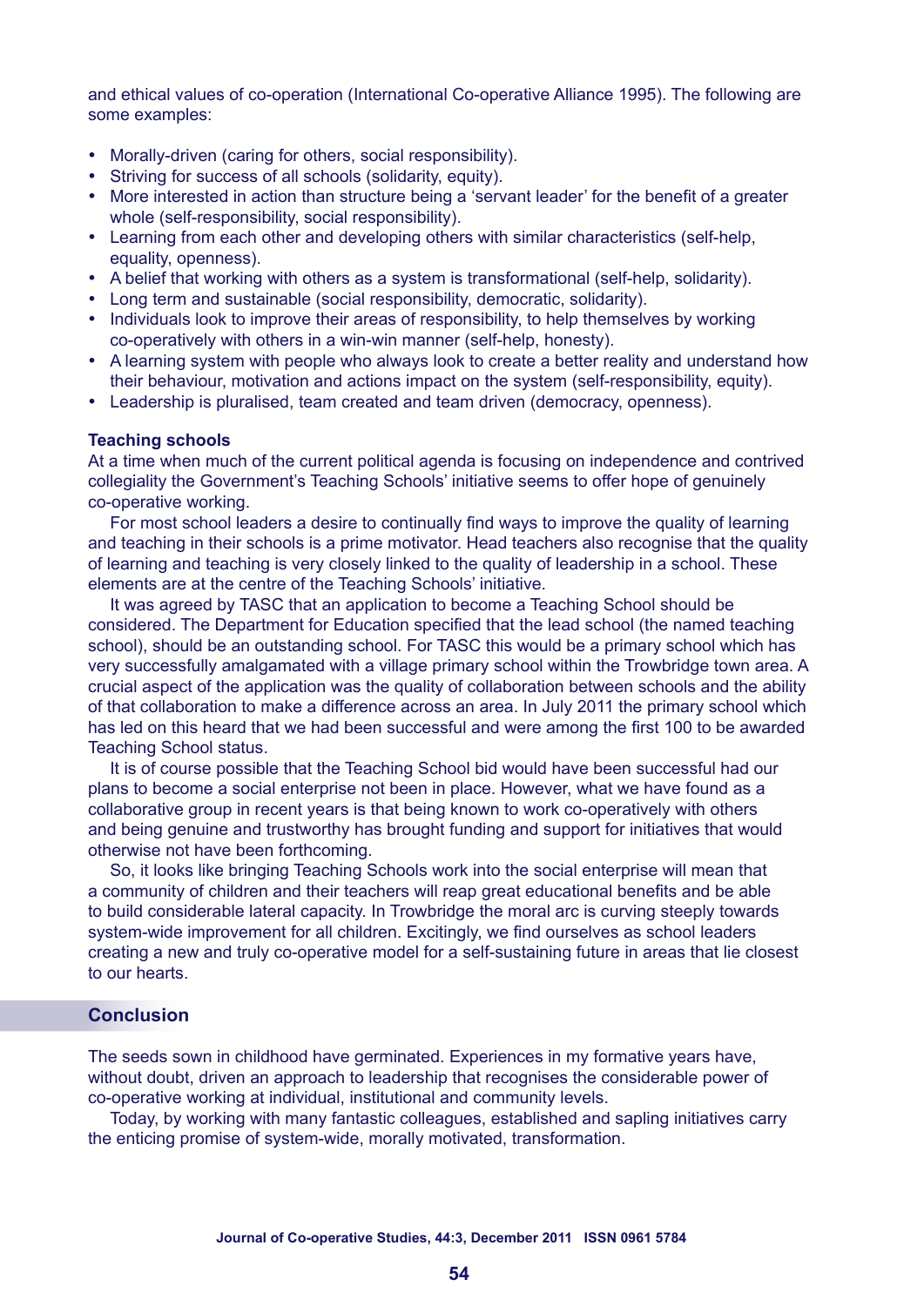and ethical values of co-operation (International Co-operative Alliance 1995). The following are some examples:

- Morally-driven (caring for others, social responsibility).
- Striving for success of all schools (solidarity, equity).
- More interested in action than structure being a 'servant leader' for the benefit of a greater whole (self-responsibility, social responsibility).
- Learning from each other and developing others with similar characteristics (self-help, equality, openness).
- A belief that working with others as a system is transformational (self-help, solidarity).
- Long term and sustainable (social responsibility, democratic, solidarity).
- Individuals look to improve their areas of responsibility, to help themselves by working co-operatively with others in a win-win manner (self-help, honesty).
- A learning system with people who always look to create a better reality and understand how their behaviour, motivation and actions impact on the system (self-responsibility, equity).
- Leadership is pluralised, team created and team driven (democracy, openness).

**Teaching schools**

At a time when much of the current political agenda is focusing on independence and contrived collegiality the Government's Teaching Schools' initiative seems to offer hope of genuinely co-operative working.

For most school leaders a desire to continually find ways to improve the quality of learning and teaching in their schools is a prime motivator. Head teachers also recognise that the quality of learning and teaching is very closely linked to the quality of leadership in a school. These elements are at the centre of the Teaching Schools' initiative.

It was agreed by TASC that an application to become a Teaching School should be considered. The Department for Education specified that the lead school (the named teaching school), should be an outstanding school. For TASC this would be a primary school which has very successfully amalgamated with a village primary school within the Trowbridge town area. A crucial aspect of the application was the quality of collaboration between schools and the ability of that collaboration to make a difference across an area. In July 2011 the primary school which has led on this heard that we had been successful and were among the first 100 to be awarded Teaching School status.

It is of course possible that the Teaching School bid would have been successful had our plans to become a social enterprise not been in place. However, what we have found as a collaborative group in recent years is that being known to work co-operatively with others and being genuine and trustworthy has brought funding and support for initiatives that would otherwise not have been forthcoming.

So, it looks like bringing Teaching Schools work into the social enterprise will mean that a community of children and their teachers will reap great educational benefits and be able to build considerable lateral capacity. In Trowbridge the moral arc is curving steeply towards system-wide improvement for all children. Excitingly, we find ourselves as school leaders creating a new and truly co-operative model for a self-sustaining future in areas that lie closest to our hearts.

## Conclusion

The seeds sown in childhood have germinated. Experiences in my formative years have, without doubt, driven an approach to leadership that recognises the considerable power of co-operative working at individual, institutional and community levels.

Today, by working with many fantastic colleagues, established and sapling initiatives carry the enticing promise of system-wide, morally motivated, transformation.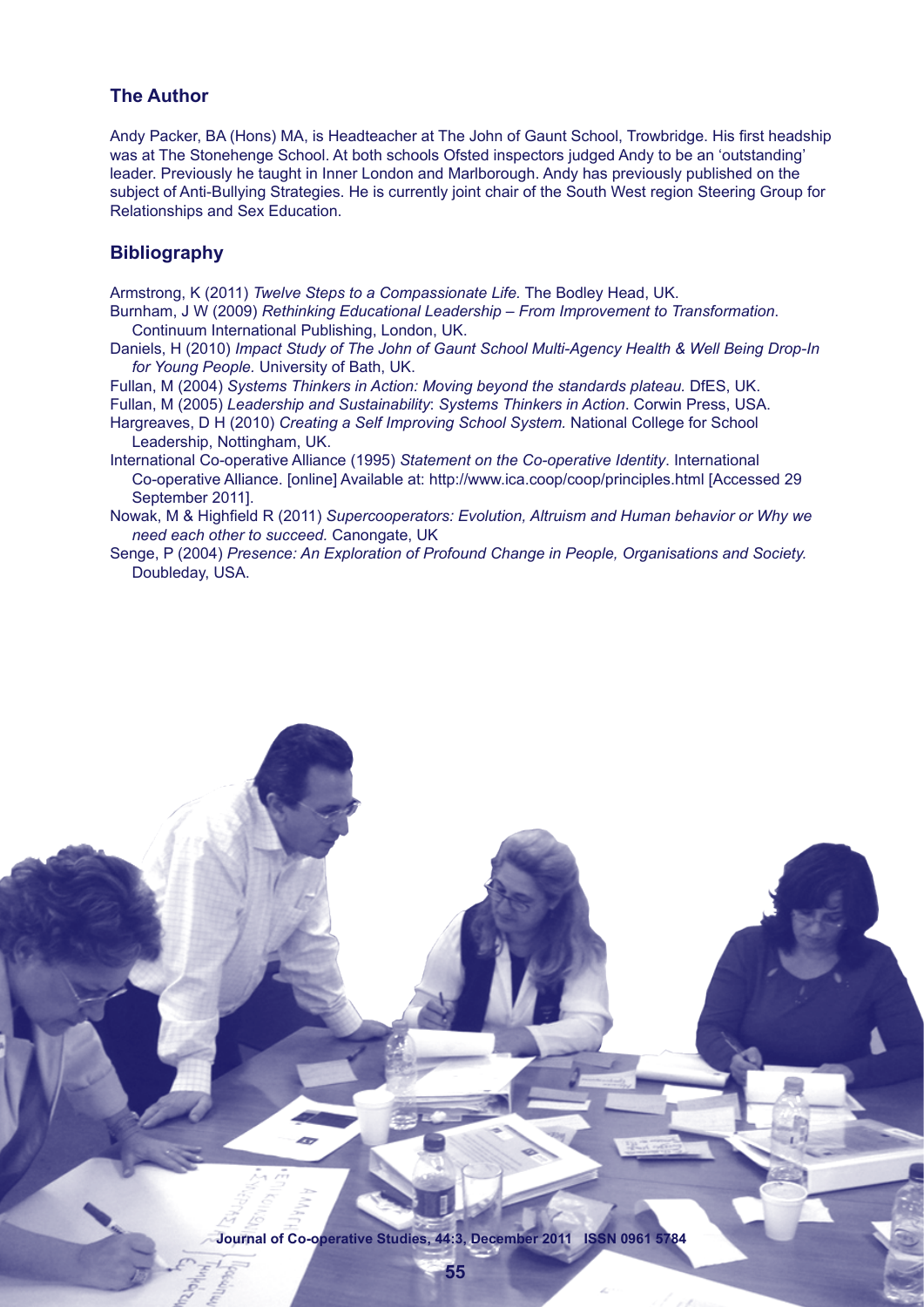## The Author

Andy Packer, BA (Hons) MA, is Headteacher at The John of Gaunt School, Trowbridge. His first headship was at The Stonehenge School. At both schools Ofsted inspectors judged Andy to be an 'outstanding' leader. Previously he taught in Inner London and Marlborough. Andy has previously published on the subject of Anti-Bullying Strategies. He is currently joint chair of the South West region Steering Group for Relationships and Sex Education.

## Bibliography

Armstrong, K (2011) *Twelve Steps to a Compassionate Life.* The Bodley Head, UK.

Burnham, J W (2009) *Rethinking Educational Leadership – From Improvement to Transformation*. Continuum International Publishing, London, UK.

Daniels, H (2010) *Impact Study of The John of Gaunt School Multi-Agency Health & Well Being Drop-In for Young People.* University of Bath, UK.

Fullan, M (2004) *Systems Thinkers in Action: Moving beyond the standards plateau.* DfES, UK.

Fullan, M (2005) *Leadership and Sustainability*: *Systems Thinkers in Action*. Corwin Press, USA.

Hargreaves, D H (2010) *Creating a Self Improving School System.* National College for School Leadership, Nottingham, UK.

International Co-operative Alliance (1995) *Statement on the Co-operative Identity*. International Co-operative Alliance. [online] Available at: http://www.ica.coop/coop/principles.html [Accessed 29 September 2011].

Nowak, M & Highfield R (2011) *Supercooperators: Evolution, Altruism and Human behavior or Why we need each other to succeed.* Canongate, UK

Senge, P (2004) *Presence: An Exploration of Profound Change in People, Organisations and Society.* Doubleday, USA.